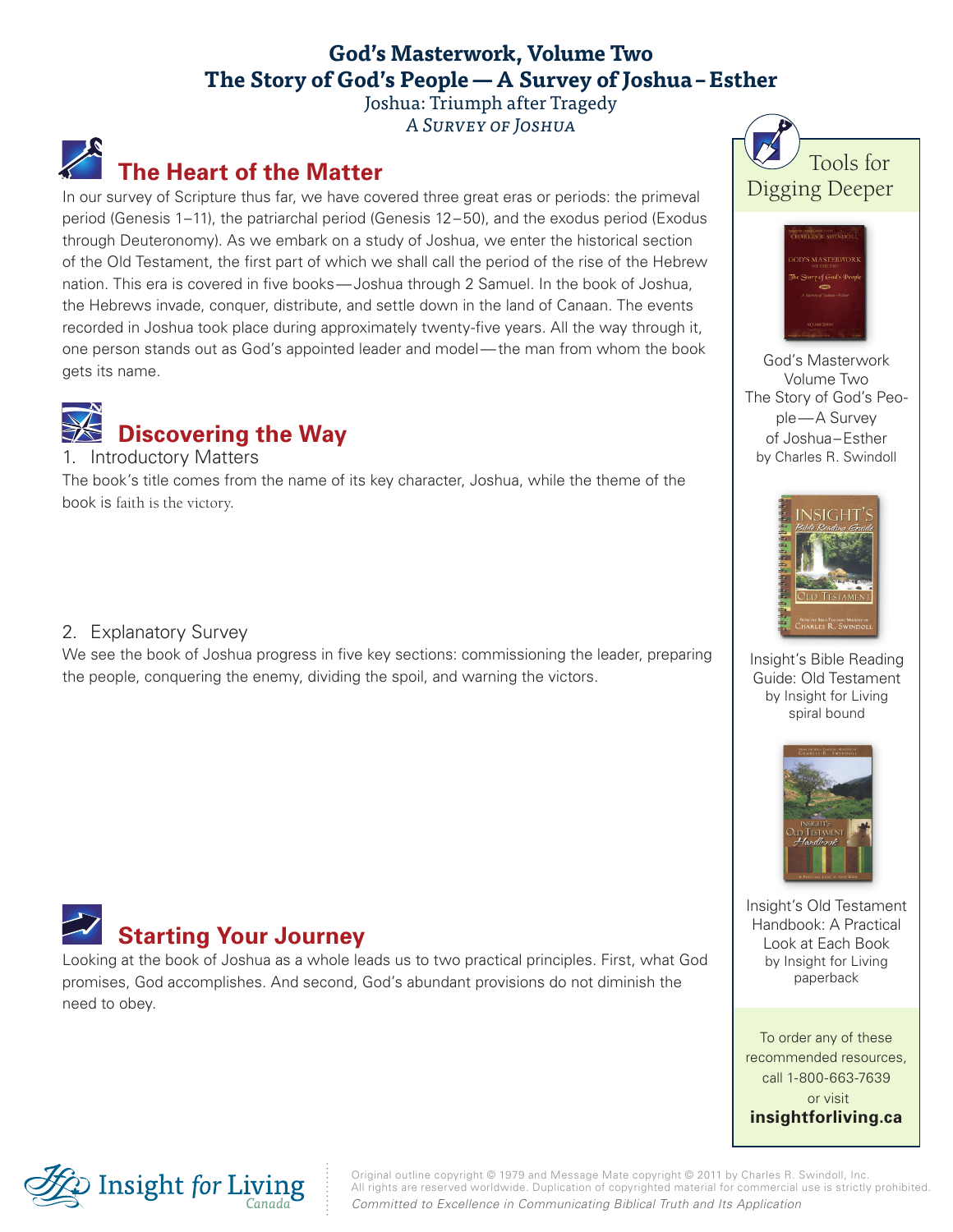# God's Masterwork, Volume Two
# The Story of God's People — A Survey of Joshua – Esther

Joshua: Triumph after Tragedy

*A Survey of Joshua*

## The Heart of the Matter

In our survey of Scripture thus far, we have covered three great eras or periods: the primeval period (Genesis 1–11), the patriarchal period (Genesis 12–50), and the exodus period (Exodus through Deuteronomy). As we embark on a study of Joshua, we enter the historical section of the Old Testament, the first part of which we shall call the period of the rise of the Hebrew nation. This era is covered in five books — Joshua through 2 Samuel. In the book of Joshua, the Hebrews invade, conquer, distribute, and settle down in the land of Canaan. The events recorded in Joshua took place during approximately twenty-five years. All the way through it, one person stands out as God's appointed leader and model — the man from whom the book gets its name.

## Discovering the Way

1. Introductory Matters

The book's title comes from the name of its key character, Joshua, while the theme of the book is faith is the victory.

2. Explanatory Survey

We see the book of Joshua progress in five key sections: commissioning the leader, preparing the people, conquering the enemy, dividing the spoil, and warning the victors.

## Starting Your Journey

Looking at the book of Joshua as a whole leads us to two practical principles. First, what God promises, God accomplishes. And second, God's abundant provisions do not diminish the need to obey.

## Tools for Digging Deeper

God's Masterwork Volume Two The Story of God's People — A Survey of Joshua – Esther
by Charles R. Swindoll

Insight's Bible Reading Guide: Old Testament
by Insight for Living
spiral bound

Insight's Old Testament Handbook: A Practical Look at Each Book
by Insight for Living
paperback

To order any of these recommended resources, call 1-800-663-7639 or visit **insightforliving.ca**

Insight for Living Canada

Original outline copyright © 1979 and Message Mate copyright © 2011 by Charles R. Swindoll, Inc.
All rights are reserved worldwide. Duplication of copyrighted material for commercial use is strictly prohibited.
*Committed to Excellence in Communicating Biblical Truth and Its Application*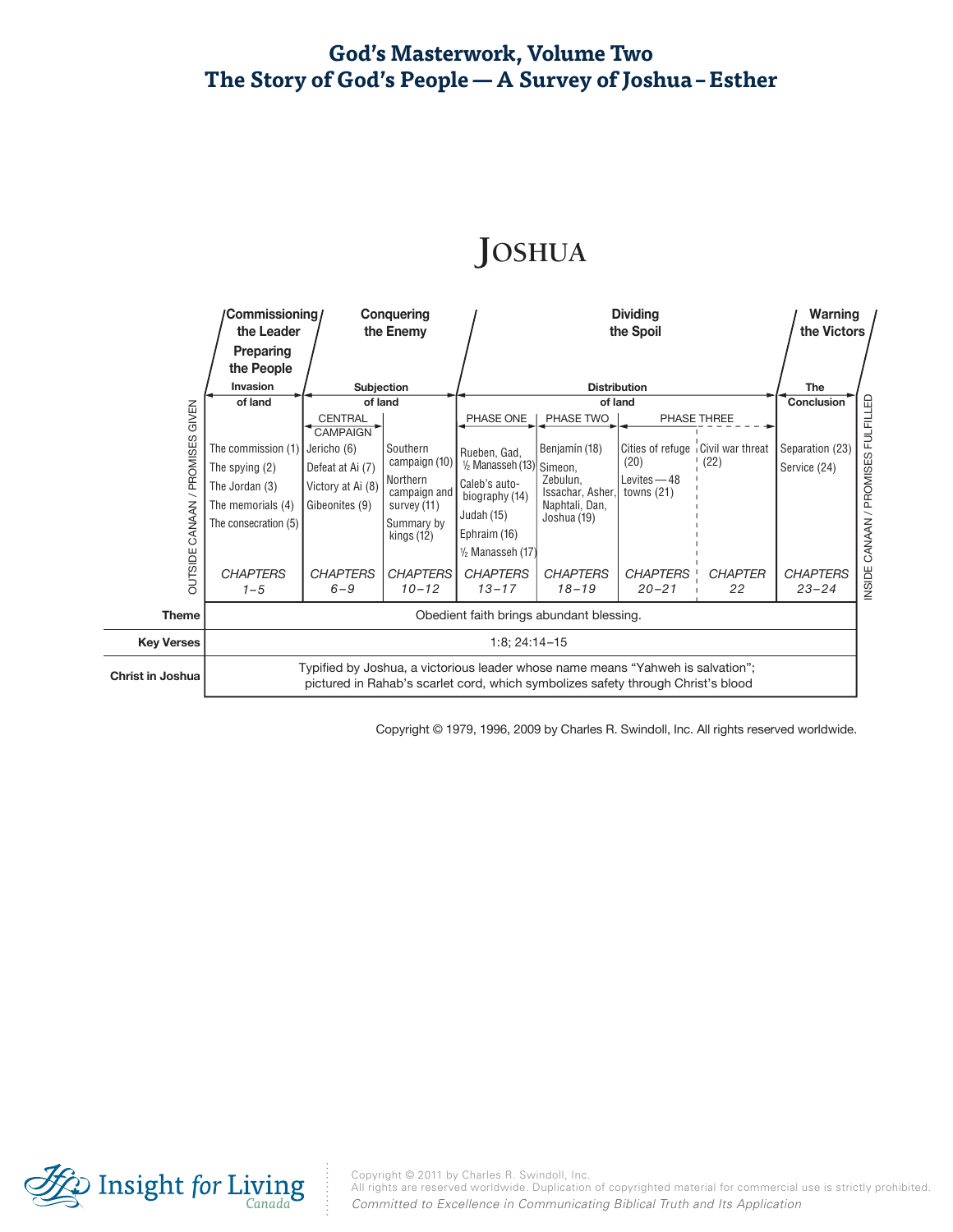# God's Masterwork, Volume Two
# The Story of God's People — A Survey of Joshua – Esther

## Joshua

| | Commissioning the Leader / Preparing the People | Conquering the Enemy | | Dividing the Spoil | | | | Warning the Victors |
|---|---|---|---|---|---|---|---|---|
| | Invasion of land | Subjection of land | | Distribution of land | | | | The Conclusion |
| | | CENTRAL CAMPAIGN | | PHASE ONE | PHASE TWO | PHASE THREE | | |
| OUTSIDE CANAAN / PROMISES GIVEN | The commission (1)<br>The spying (2)<br>The Jordan (3)<br>The memorials (4)<br>The consecration (5) | Jericho (6)<br>Defeat at Ai (7)<br>Victory at Ai (8)<br>Gibeonites (9) | Southern campaign (10)<br>Northern campaign and survey (11)<br>Summary by kings (12) | Rueben, Gad, ½ Manasseh (13)<br>Caleb's auto-biography (14)<br>Judah (15)<br>Ephraim (16)<br>½ Manasseh (17) | Benjamin (18)<br>Simeon, Zebulun, Issachar, Asher, Naphtali, Dan, Joshua (19) | Cities of refuge (20)<br>Levites — 48 towns (21) | Civil war threat (22) | Separation (23)<br>Service (24) |
| | *CHAPTERS 1–5* | *CHAPTERS 6–9* | *CHAPTERS 10–12* | *CHAPTERS 13–17* | *CHAPTERS 18–19* | *CHAPTERS 20–21* | *CHAPTER 22* | *CHAPTERS 23–24* |

INSIDE CANAAN / PROMISES FULFILLED

| | |
|---|---|
| **Theme** | Obedient faith brings abundant blessing. |
| **Key Verses** | 1:8; 24:14–15 |
| **Christ in Joshua** | Typified by Joshua, a victorious leader whose name means "Yahweh is salvation"; pictured in Rahab's scarlet cord, which symbolizes safety through Christ's blood |

Copyright © 1979, 1996, 2009 by Charles R. Swindoll, Inc. All rights reserved worldwide.

Insight for Living Canada

Copyright © 2011 by Charles R. Swindoll, Inc.
All rights are reserved worldwide. Duplication of copyrighted material for commercial use is strictly prohibited.
*Committed to Excellence in Communicating Biblical Truth and Its Application*